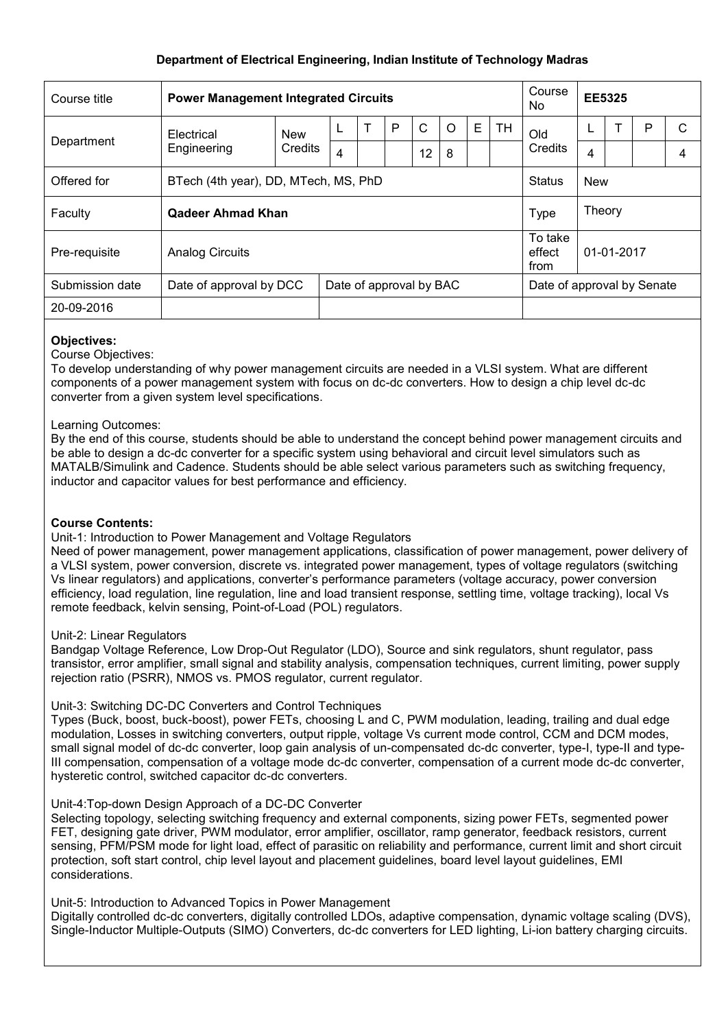**Department of Electrical Engineering, Indian Institute of Technology Madras**

| Course title | **Power Management Integrated Circuits** | | | | | | | | | Course No | **EE5325** | | | |
|---|---|---|---|---|---|---|---|---|---|---|---|---|---|---|
| Department | Electrical Engineering | New Credits | L | T | P | C | O | E | TH | Old Credits | L | T | P | C |
| | | | 4 | | | 12 | 8 | | | | 4 | | | 4 |
| Offered for | BTech (4th year), DD, MTech, MS, PhD | | | | | | | | | Status | New | | | |
| Faculty | **Qadeer Ahmad Khan** | | | | | | | | | Type | Theory | | | |
| Pre-requisite | Analog Circuits | | | | | | | | | To take effect from | 01-01-2017 | | | |
| Submission date | Date of approval by DCC | | Date of approval by BAC | | | | | | | Date of approval by Senate | | | | |
| 20-09-2016 | | | | | | | | | | | | | | |

**Objectives:**

Course Objectives:

To develop understanding of why power management circuits are needed in a VLSI system. What are different components of a power management system with focus on dc-dc converters. How to design a chip level dc-dc converter from a given system level specifications.

Learning Outcomes:

By the end of this course, students should be able to understand the concept behind power management circuits and be able to design a dc-dc converter for a specific system using behavioral and circuit level simulators such as MATALB/Simulink and Cadence. Students should be able select various parameters such as switching frequency, inductor and capacitor values for best performance and efficiency.

**Course Contents:**

Unit-1: Introduction to Power Management and Voltage Regulators

Need of power management, power management applications, classification of power management, power delivery of a VLSI system, power conversion, discrete vs. integrated power management, types of voltage regulators (switching Vs linear regulators) and applications, converter's performance parameters (voltage accuracy, power conversion efficiency, load regulation, line regulation, line and load transient response, settling time, voltage tracking), local Vs remote feedback, kelvin sensing, Point-of-Load (POL) regulators.

Unit-2: Linear Regulators

Bandgap Voltage Reference, Low Drop-Out Regulator (LDO), Source and sink regulators, shunt regulator, pass transistor, error amplifier, small signal and stability analysis, compensation techniques, current limiting, power supply rejection ratio (PSRR), NMOS vs. PMOS regulator, current regulator.

Unit-3: Switching DC-DC Converters and Control Techniques

Types (Buck, boost, buck-boost), power FETs, choosing L and C, PWM modulation, leading, trailing and dual edge modulation, Losses in switching converters, output ripple, voltage Vs current mode control, CCM and DCM modes, small signal model of dc-dc converter, loop gain analysis of un-compensated dc-dc converter, type-I, type-II and type-III compensation, compensation of a voltage mode dc-dc converter, compensation of a current mode dc-dc converter, hysteretic control, switched capacitor dc-dc converters.

Unit-4:Top-down Design Approach of a DC-DC Converter

Selecting topology, selecting switching frequency and external components, sizing power FETs, segmented power FET, designing gate driver, PWM modulator, error amplifier, oscillator, ramp generator, feedback resistors, current sensing, PFM/PSM mode for light load, effect of parasitic on reliability and performance, current limit and short circuit protection, soft start control, chip level layout and placement guidelines, board level layout guidelines, EMI considerations.

Unit-5: Introduction to Advanced Topics in Power Management

Digitally controlled dc-dc converters, digitally controlled LDOs, adaptive compensation, dynamic voltage scaling (DVS), Single-Inductor Multiple-Outputs (SIMO) Converters, dc-dc converters for LED lighting, Li-ion battery charging circuits.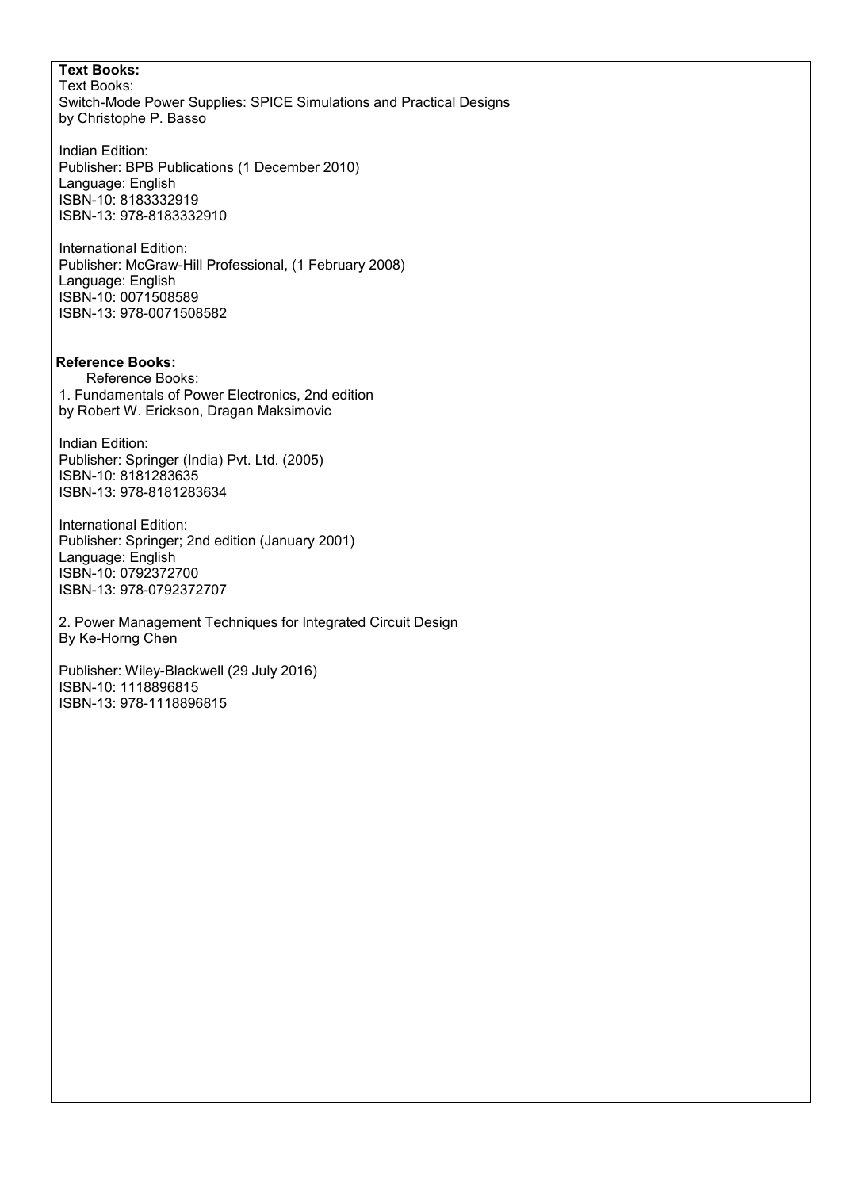**Text Books:**

Text Books:

Switch-Mode Power Supplies: SPICE Simulations and Practical Designs
by Christophe P. Basso

Indian Edition:
Publisher: BPB Publications (1 December 2010)
Language: English
ISBN-10: 8183332919
ISBN-13: 978-8183332910

International Edition:
Publisher: McGraw-Hill Professional, (1 February 2008)
Language: English
ISBN-10: 0071508589
ISBN-13: 978-0071508582

**Reference Books:**

Reference Books:

1. Fundamentals of Power Electronics, 2nd edition
by Robert W. Erickson, Dragan Maksimovic

Indian Edition:
Publisher: Springer (India) Pvt. Ltd. (2005)
ISBN-10: 8181283635
ISBN-13: 978-8181283634

International Edition:
Publisher: Springer; 2nd edition (January 2001)
Language: English
ISBN-10: 0792372700
ISBN-13: 978-0792372707

2. Power Management Techniques for Integrated Circuit Design
By Ke-Horng Chen

Publisher: Wiley-Blackwell (29 July 2016)
ISBN-10: 1118896815
ISBN-13: 978-1118896815